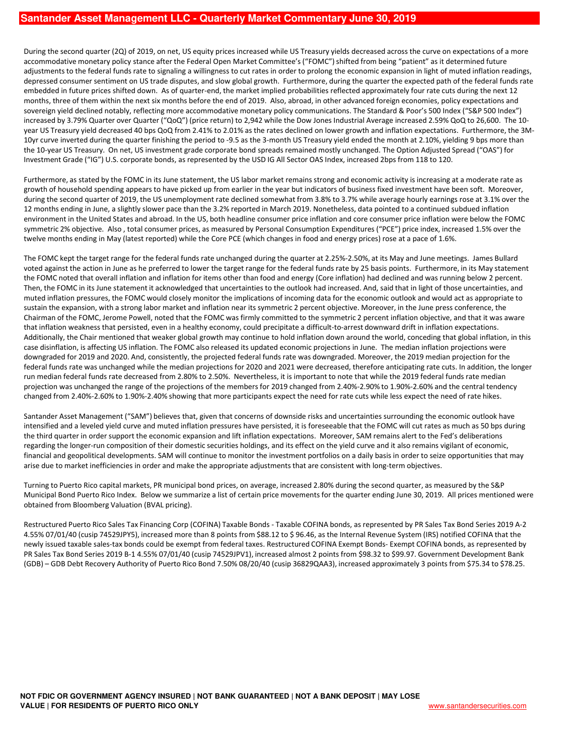# Santander Asset Management LLC - Quarterly Market Commentary June 30, 2019

During the second quarter (2Q) of 2019, on net, US equity prices increased while US Treasury yields decreased across the curve on expectations of a more accommodative monetary policy stance after the Federal Open Market Committee's ("FOMC") shifted from being "patient" as it determined future adjustments to the federal funds rate to signaling a willingness to cut rates in order to prolong the economic expansion in light of muted inflation readings, depressed consumer sentiment on US trade disputes, and slow global growth. Furthermore, during the quarter the expected path of the federal funds rate embedded in future prices shifted down. As of quarter-end, the market implied probabilities reflected approximately four rate cuts during the next 12 months, three of them within the next six months before the end of 2019. Also, abroad, in other advanced foreign economies, policy expectations and sovereign yield declined notably, reflecting more accommodative monetary policy communications. The Standard & Poor's 500 Index ("S&P 500 Index") increased by 3.79% Quarter over Quarter ("QoQ") (price return) to 2,942 while the Dow Jones Industrial Average increased 2.59% QoQ to 26,600. The 10-year US Treasury yield decreased 40 bps QoQ from 2.41% to 2.01% as the rates declined on lower growth and inflation expectations. Furthermore, the 3M-10yr curve inverted during the quarter finishing the period to -9.5 as the 3-month US Treasury yield ended the month at 2.10%, yielding 9 bps more than the 10-year US Treasury. On net, US investment grade corporate bond spreads remained mostly unchanged. The Option Adjusted Spread ("OAS") for Investment Grade ("IG") U.S. corporate bonds, as represented by the USD IG All Sector OAS Index, increased 2bps from 118 to 120.

Furthermore, as stated by the FOMC in its June statement, the US labor market remains strong and economic activity is increasing at a moderate rate as growth of household spending appears to have picked up from earlier in the year but indicators of business fixed investment have been soft. Moreover, during the second quarter of 2019, the US unemployment rate declined somewhat from 3.8% to 3.7% while average hourly earnings rose at 3.1% over the 12 months ending in June, a slightly slower pace than the 3.2% reported in March 2019. Nonetheless, data pointed to a continued subdued inflation environment in the United States and abroad. In the US, both headline consumer price inflation and core consumer price inflation were below the FOMC symmetric 2% objective. Also , total consumer prices, as measured by Personal Consumption Expenditures ("PCE") price index, increased 1.5% over the twelve months ending in May (latest reported) while the Core PCE (which changes in food and energy prices) rose at a pace of 1.6%.

The FOMC kept the target range for the federal funds rate unchanged during the quarter at 2.25%-2.50%, at its May and June meetings. James Bullard voted against the action in June as he preferred to lower the target range for the federal funds rate by 25 basis points. Furthermore, in its May statement the FOMC noted that overall inflation and inflation for items other than food and energy (Core inflation) had declined and was running below 2 percent. Then, the FOMC in its June statement it acknowledged that uncertainties to the outlook had increased. And, said that in light of those uncertainties, and muted inflation pressures, the FOMC would closely monitor the implications of incoming data for the economic outlook and would act as appropriate to sustain the expansion, with a strong labor market and inflation near its symmetric 2 percent objective. Moreover, in the June press conference, the Chairman of the FOMC, Jerome Powell, noted that the FOMC was firmly committed to the symmetric 2 percent inflation objective, and that it was aware that inflation weakness that persisted, even in a healthy economy, could precipitate a difficult-to-arrest downward drift in inflation expectations. Additionally, the Chair mentioned that weaker global growth may continue to hold inflation down around the world, conceding that global inflation, in this case disinflation, is affecting US inflation. The FOMC also released its updated economic projections in June. The median inflation projections were downgraded for 2019 and 2020. And, consistently, the projected federal funds rate was downgraded. Moreover, the 2019 median projection for the federal funds rate was unchanged while the median projections for 2020 and 2021 were decreased, therefore anticipating rate cuts. In addition, the longer run median federal funds rate decreased from 2.80% to 2.50%. Nevertheless, it is important to note that while the 2019 federal funds rate median projection was unchanged the range of the projections of the members for 2019 changed from 2.40%-2.90% to 1.90%-2.60% and the central tendency changed from 2.40%-2.60% to 1.90%-2.40% showing that more participants expect the need for rate cuts while less expect the need of rate hikes.

Santander Asset Management ("SAM") believes that, given that concerns of downside risks and uncertainties surrounding the economic outlook have intensified and a leveled yield curve and muted inflation pressures have persisted, it is foreseeable that the FOMC will cut rates as much as 50 bps during the third quarter in order support the economic expansion and lift inflation expectations. Moreover, SAM remains alert to the Fed's deliberations regarding the longer-run composition of their domestic securities holdings, and its effect on the yield curve and it also remains vigilant of economic, financial and geopolitical developments. SAM will continue to monitor the investment portfolios on a daily basis in order to seize opportunities that may arise due to market inefficiencies in order and make the appropriate adjustments that are consistent with long-term objectives.

Turning to Puerto Rico capital markets, PR municipal bond prices, on average, increased 2.80% during the second quarter, as measured by the S&P Municipal Bond Puerto Rico Index. Below we summarize a list of certain price movements for the quarter ending June 30, 2019. All prices mentioned were obtained from Bloomberg Valuation (BVAL pricing).

Restructured Puerto Rico Sales Tax Financing Corp (COFINA) Taxable Bonds - Taxable COFINA bonds, as represented by PR Sales Tax Bond Series 2019 A-2 4.55% 07/01/40 (cusip 74529JPY5), increased more than 8 points from $88.12 to $ 96.46, as the Internal Revenue System (IRS) notified COFINA that the newly issued taxable sales-tax bonds could be exempt from federal taxes. Restructured COFINA Exempt Bonds- Exempt COFINA bonds, as represented by PR Sales Tax Bond Series 2019 B-1 4.55% 07/01/40 (cusip 74529JPV1), increased almost 2 points from $98.32 to $99.97. Government Development Bank (GDB) – GDB Debt Recovery Authority of Puerto Rico Bond 7.50% 08/20/40 (cusip 36829QAA3), increased approximately 3 points from $75.34 to $78.25.

**NOT FDIC OR GOVERNMENT AGENCY INSURED | NOT BANK GUARANTEED | NOT A BANK DEPOSIT | MAY LOSE VALUE | FOR RESIDENTS OF PUERTO RICO ONLY**

www.santandersecurities.com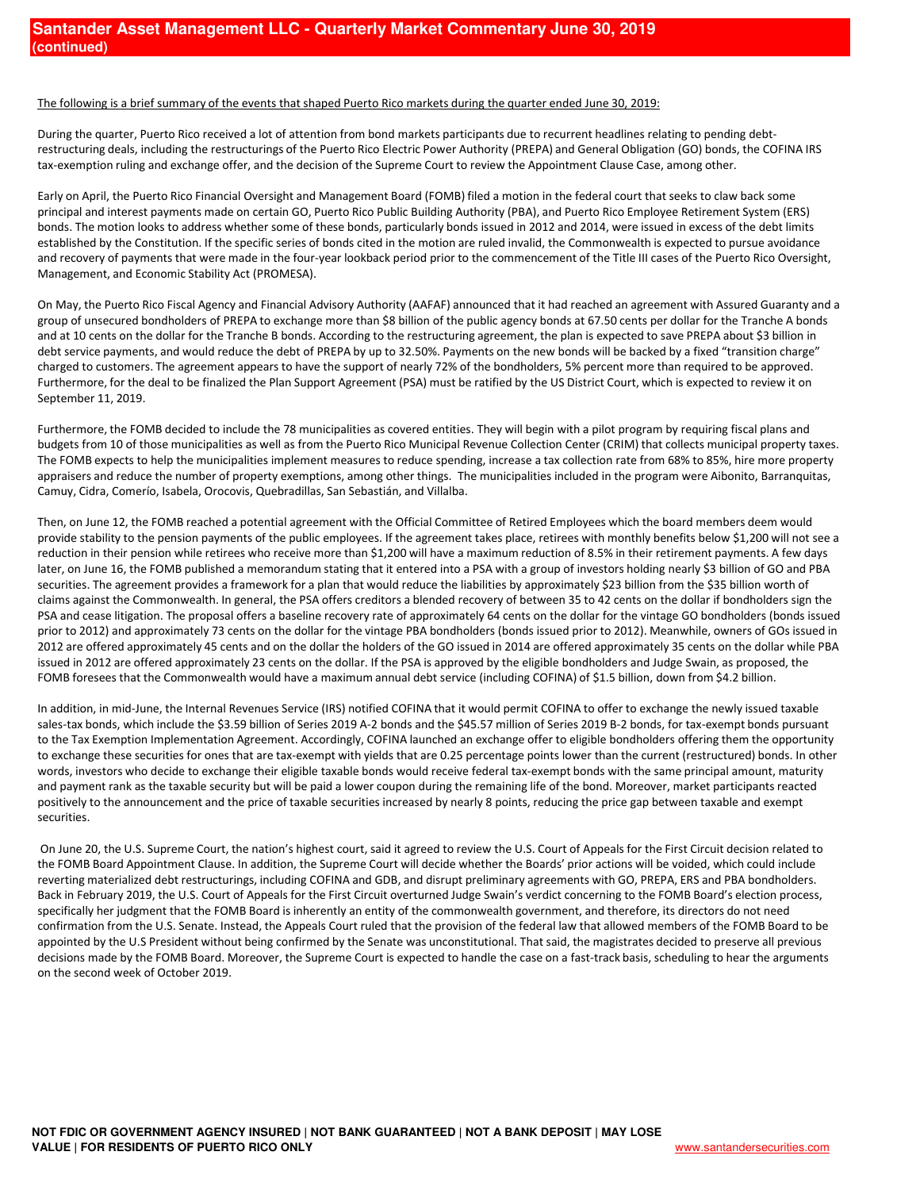The following is a brief summary of the events that shaped Puerto Rico markets during the quarter ended June 30, 2019:

During the quarter, Puerto Rico received a lot of attention from bond markets participants due to recurrent headlines relating to pending debt-restructuring deals, including the restructurings of the Puerto Rico Electric Power Authority (PREPA) and General Obligation (GO) bonds, the COFINA IRS tax-exemption ruling and exchange offer, and the decision of the Supreme Court to review the Appointment Clause Case, among other.

Early on April, the Puerto Rico Financial Oversight and Management Board (FOMB) filed a motion in the federal court that seeks to claw back some principal and interest payments made on certain GO, Puerto Rico Public Building Authority (PBA), and Puerto Rico Employee Retirement System (ERS) bonds. The motion looks to address whether some of these bonds, particularly bonds issued in 2012 and 2014, were issued in excess of the debt limits established by the Constitution. If the specific series of bonds cited in the motion are ruled invalid, the Commonwealth is expected to pursue avoidance and recovery of payments that were made in the four-year lookback period prior to the commencement of the Title III cases of the Puerto Rico Oversight, Management, and Economic Stability Act (PROMESA).

On May, the Puerto Rico Fiscal Agency and Financial Advisory Authority (AAFAF) announced that it had reached an agreement with Assured Guaranty and a group of unsecured bondholders of PREPA to exchange more than $8 billion of the public agency bonds at 67.50 cents per dollar for the Tranche A bonds and at 10 cents on the dollar for the Tranche B bonds. According to the restructuring agreement, the plan is expected to save PREPA about $3 billion in debt service payments, and would reduce the debt of PREPA by up to 32.50%. Payments on the new bonds will be backed by a fixed "transition charge" charged to customers. The agreement appears to have the support of nearly 72% of the bondholders, 5% percent more than required to be approved. Furthermore, for the deal to be finalized the Plan Support Agreement (PSA) must be ratified by the US District Court, which is expected to review it on September 11, 2019.

Furthermore, the FOMB decided to include the 78 municipalities as covered entities. They will begin with a pilot program by requiring fiscal plans and budgets from 10 of those municipalities as well as from the Puerto Rico Municipal Revenue Collection Center (CRIM) that collects municipal property taxes. The FOMB expects to help the municipalities implement measures to reduce spending, increase a tax collection rate from 68% to 85%, hire more property appraisers and reduce the number of property exemptions, among other things. The municipalities included in the program were Aibonito, Barranquitas, Camuy, Cidra, Comerío, Isabela, Orocovis, Quebradillas, San Sebastián, and Villalba.

Then, on June 12, the FOMB reached a potential agreement with the Official Committee of Retired Employees which the board members deem would provide stability to the pension payments of the public employees. If the agreement takes place, retirees with monthly benefits below $1,200 will not see a reduction in their pension while retirees who receive more than $1,200 will have a maximum reduction of 8.5% in their retirement payments. A few days later, on June 16, the FOMB published a memorandum stating that it entered into a PSA with a group of investors holding nearly $3 billion of GO and PBA securities. The agreement provides a framework for a plan that would reduce the liabilities by approximately $23 billion from the $35 billion worth of claims against the Commonwealth. In general, the PSA offers creditors a blended recovery of between 35 to 42 cents on the dollar if bondholders sign the PSA and cease litigation. The proposal offers a baseline recovery rate of approximately 64 cents on the dollar for the vintage GO bondholders (bonds issued prior to 2012) and approximately 73 cents on the dollar for the vintage PBA bondholders (bonds issued prior to 2012). Meanwhile, owners of GOs issued in 2012 are offered approximately 45 cents and on the dollar the holders of the GO issued in 2014 are offered approximately 35 cents on the dollar while PBA issued in 2012 are offered approximately 23 cents on the dollar. If the PSA is approved by the eligible bondholders and Judge Swain, as proposed, the FOMB foresees that the Commonwealth would have a maximum annual debt service (including COFINA) of $1.5 billion, down from $4.2 billion.

In addition, in mid-June, the Internal Revenues Service (IRS) notified COFINA that it would permit COFINA to offer to exchange the newly issued taxable sales-tax bonds, which include the $3.59 billion of Series 2019 A-2 bonds and the $45.57 million of Series 2019 B-2 bonds, for tax-exempt bonds pursuant to the Tax Exemption Implementation Agreement. Accordingly, COFINA launched an exchange offer to eligible bondholders offering them the opportunity to exchange these securities for ones that are tax-exempt with yields that are 0.25 percentage points lower than the current (restructured) bonds. In other words, investors who decide to exchange their eligible taxable bonds would receive federal tax-exempt bonds with the same principal amount, maturity and payment rank as the taxable security but will be paid a lower coupon during the remaining life of the bond. Moreover, market participants reacted positively to the announcement and the price of taxable securities increased by nearly 8 points, reducing the price gap between taxable and exempt securities.

On June 20, the U.S. Supreme Court, the nation's highest court, said it agreed to review the U.S. Court of Appeals for the First Circuit decision related to the FOMB Board Appointment Clause. In addition, the Supreme Court will decide whether the Boards' prior actions will be voided, which could include reverting materialized debt restructurings, including COFINA and GDB, and disrupt preliminary agreements with GO, PREPA, ERS and PBA bondholders. Back in February 2019, the U.S. Court of Appeals for the First Circuit overturned Judge Swain's verdict concerning to the FOMB Board's election process, specifically her judgment that the FOMB Board is inherently an entity of the commonwealth government, and therefore, its directors do not need confirmation from the U.S. Senate. Instead, the Appeals Court ruled that the provision of the federal law that allowed members of the FOMB Board to be appointed by the U.S President without being confirmed by the Senate was unconstitutional. That said, the magistrates decided to preserve all previous decisions made by the FOMB Board. Moreover, the Supreme Court is expected to handle the case on a fast-track basis, scheduling to hear the arguments on the second week of October 2019.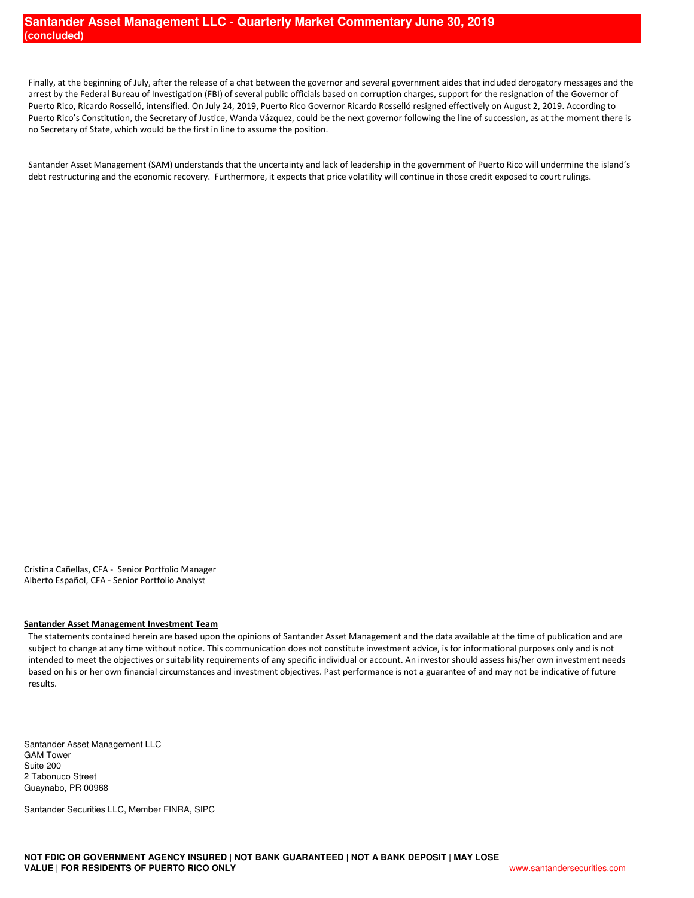## Santander Asset Management LLC - Quarterly Market Commentary June 30, 2019 (concluded)

Finally, at the beginning of July, after the release of a chat between the governor and several government aides that included derogatory messages and the arrest by the Federal Bureau of Investigation (FBI) of several public officials based on corruption charges, support for the resignation of the Governor of Puerto Rico, Ricardo Rosselló, intensified. On July 24, 2019, Puerto Rico Governor Ricardo Rosselló resigned effectively on August 2, 2019. According to Puerto Rico's Constitution, the Secretary of Justice, Wanda Vázquez, could be the next governor following the line of succession, as at the moment there is no Secretary of State, which would be the first in line to assume the position.

Santander Asset Management (SAM) understands that the uncertainty and lack of leadership in the government of Puerto Rico will undermine the island's debt restructuring and the economic recovery. Furthermore, it expects that price volatility will continue in those credit exposed to court rulings.

Cristina Cañellas, CFA - Senior Portfolio Manager
Alberto Español, CFA - Senior Portfolio Analyst

**Santander Asset Management Investment Team**

The statements contained herein are based upon the opinions of Santander Asset Management and the data available at the time of publication and are subject to change at any time without notice. This communication does not constitute investment advice, is for informational purposes only and is not intended to meet the objectives or suitability requirements of any specific individual or account. An investor should assess his/her own investment needs based on his or her own financial circumstances and investment objectives. Past performance is not a guarantee of and may not be indicative of future results.

Santander Asset Management LLC
GAM Tower
Suite 200
2 Tabonuco Street
Guaynabo, PR 00968

Santander Securities LLC, Member FINRA, SIPC

**NOT FDIC OR GOVERNMENT AGENCY INSURED | NOT BANK GUARANTEED | NOT A BANK DEPOSIT | MAY LOSE VALUE | FOR RESIDENTS OF PUERTO RICO ONLY**

www.santandersecurities.com